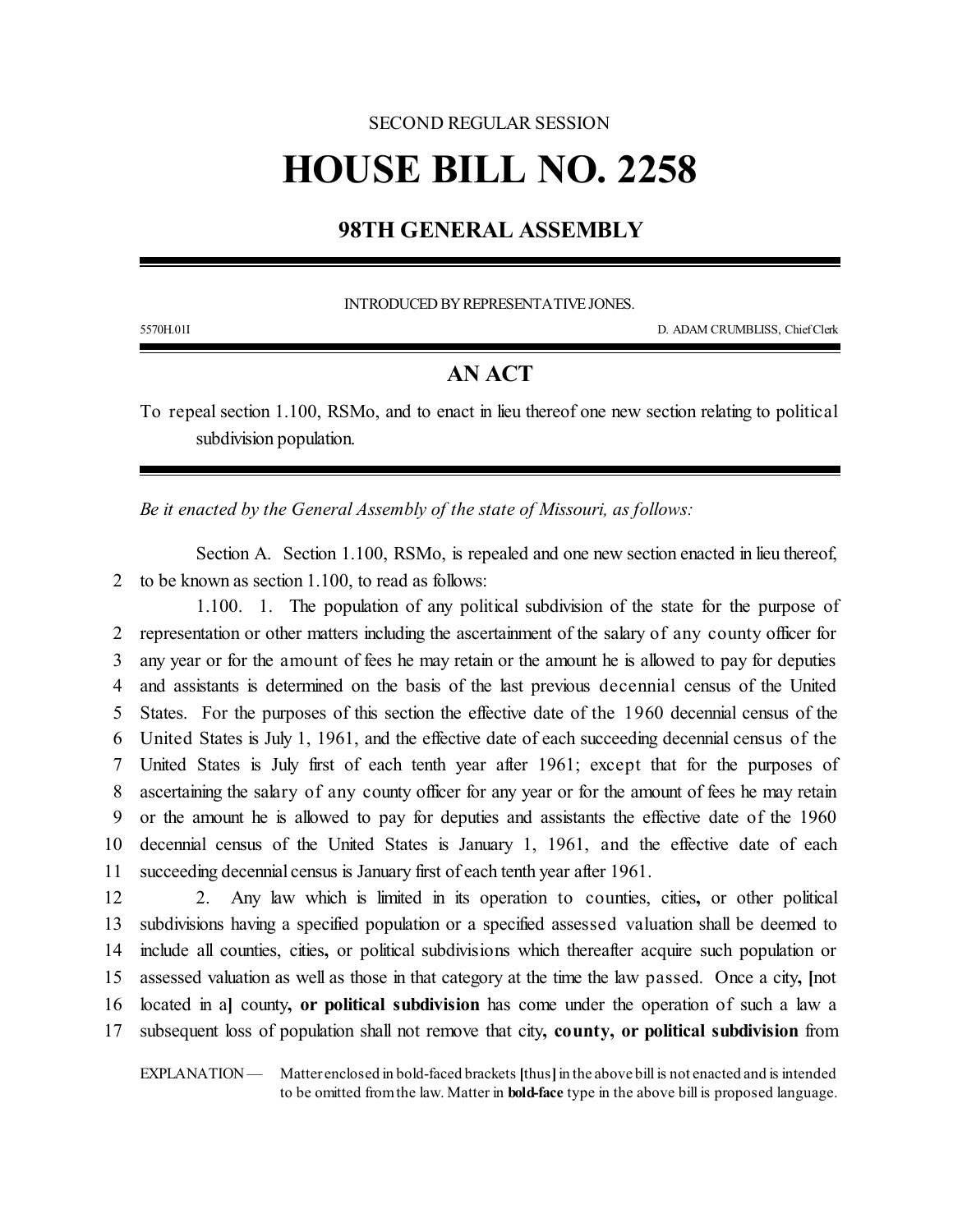SECOND REGULAR SESSION

# HOUSE BILL NO. 2258

## 98TH GENERAL ASSEMBLY

INTRODUCED BY REPRESENTATIVE JONES.

5570H.01I D. ADAM CRUMBLISS, Chief Clerk

## AN ACT

To repeal section 1.100, RSMo, and to enact in lieu thereof one new section relating to political subdivision population.

*Be it enacted by the General Assembly of the state of Missouri, as follows:*

Section A. Section 1.100, RSMo, is repealed and one new section enacted in lieu thereof, to be known as section 1.100, to read as follows:

1.100. 1. The population of any political subdivision of the state for the purpose of representation or other matters including the ascertainment of the salary of any county officer for any year or for the amount of fees he may retain or the amount he is allowed to pay for deputies and assistants is determined on the basis of the last previous decennial census of the United States. For the purposes of this section the effective date of the 1960 decennial census of the United States is July 1, 1961, and the effective date of each succeeding decennial census of the United States is July first of each tenth year after 1961; except that for the purposes of ascertaining the salary of any county officer for any year or for the amount of fees he may retain or the amount he is allowed to pay for deputies and assistants the effective date of the 1960 decennial census of the United States is January 1, 1961, and the effective date of each succeeding decennial census is January first of each tenth year after 1961.

2. Any law which is limited in its operation to counties, cities**,** or other political subdivisions having a specified population or a specified assessed valuation shall be deemed to include all counties, cities**,** or political subdivisions which thereafter acquire such population or assessed valuation as well as those in that category at the time the law passed. Once a city**, [**not located in a**]** county**, or political subdivision** has come under the operation of such a law a subsequent loss of population shall not remove that city**, county, or political subdivision** from

EXPLANATION — Matter enclosed in bold-faced brackets **[**thus**]** in the above bill is not enacted and is intended to be omitted from the law. Matter in **bold-face** type in the above bill is proposed language.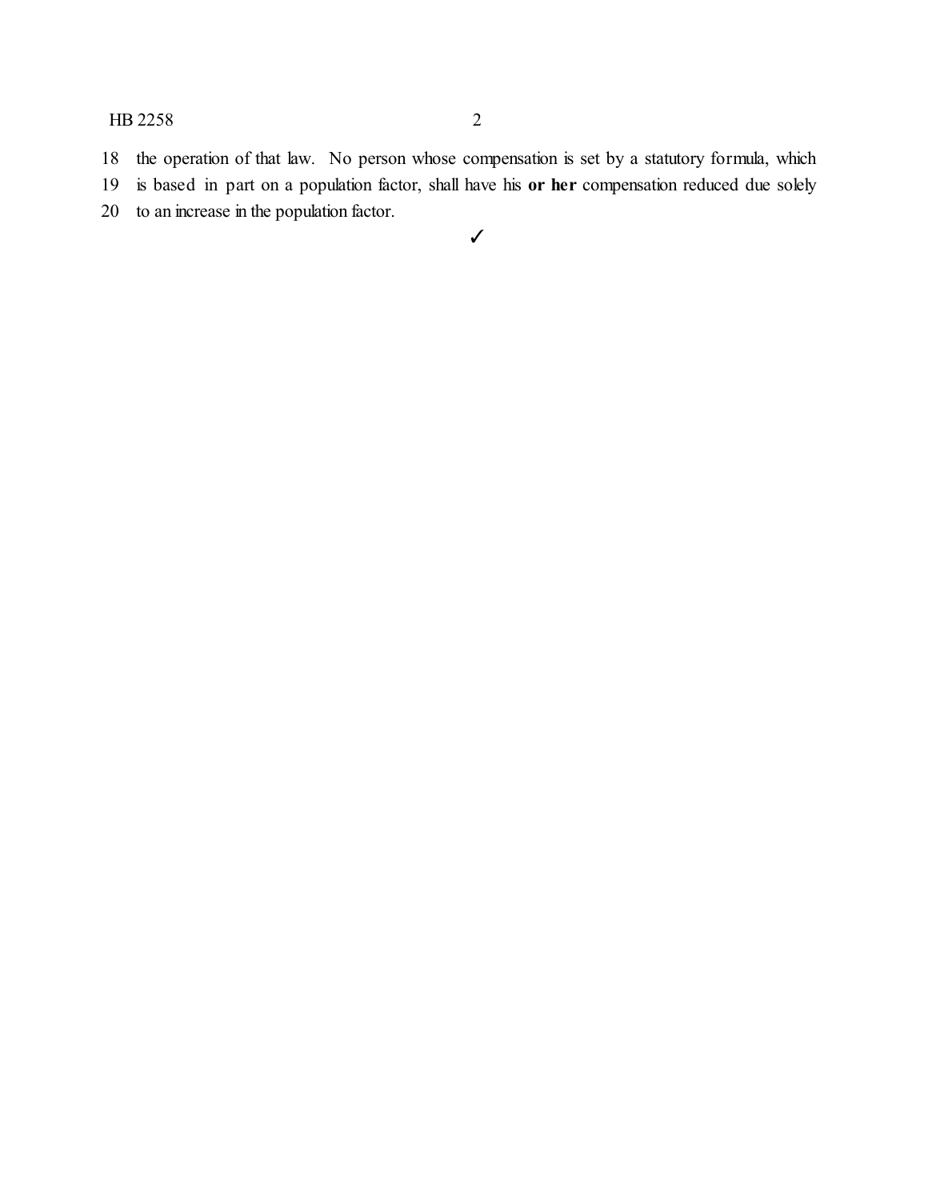18 the operation of that law. No person whose compensation is set by a statutory formula, which
19 is based in part on a population factor, shall have his **or her** compensation reduced due solely
20 to an increase in the population factor.

✓